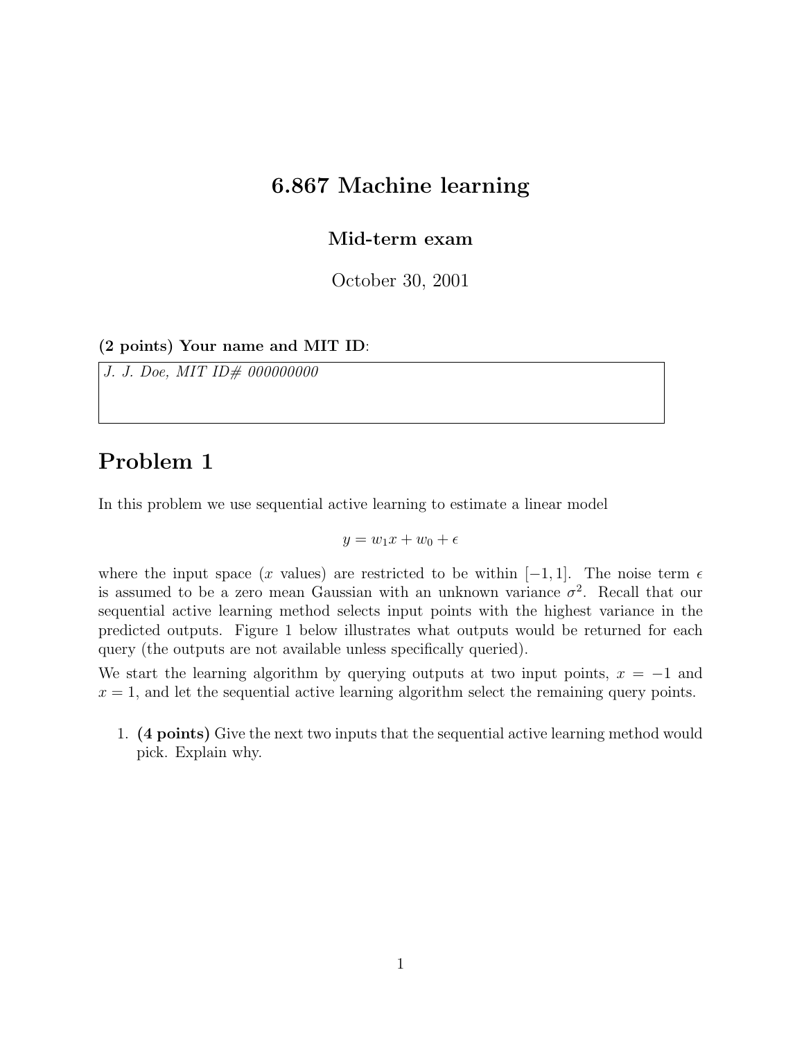# 6.867 Machine learning

**Mid-term exam**

October 30, 2001

**(2 points) Your name and MIT ID:**

| *J. J. Doe, MIT ID# 000000000* |
| --- |

# Problem 1

In this problem we use sequential active learning to estimate a linear model

$$y = w_1 x + w_0 + \epsilon$$

where the input space ($x$ values) are restricted to be within $[-1, 1]$. The noise term $\epsilon$ is assumed to be a zero mean Gaussian with an unknown variance $\sigma^2$. Recall that our sequential active learning method selects input points with the highest variance in the predicted outputs. Figure 1 below illustrates what outputs would be returned for each query (the outputs are not available unless specifically queried).

We start the learning algorithm by querying outputs at two input points, $x = -1$ and $x = 1$, and let the sequential active learning algorithm select the remaining query points.

1. **(4 points)** Give the next two inputs that the sequential active learning method would pick. Explain why.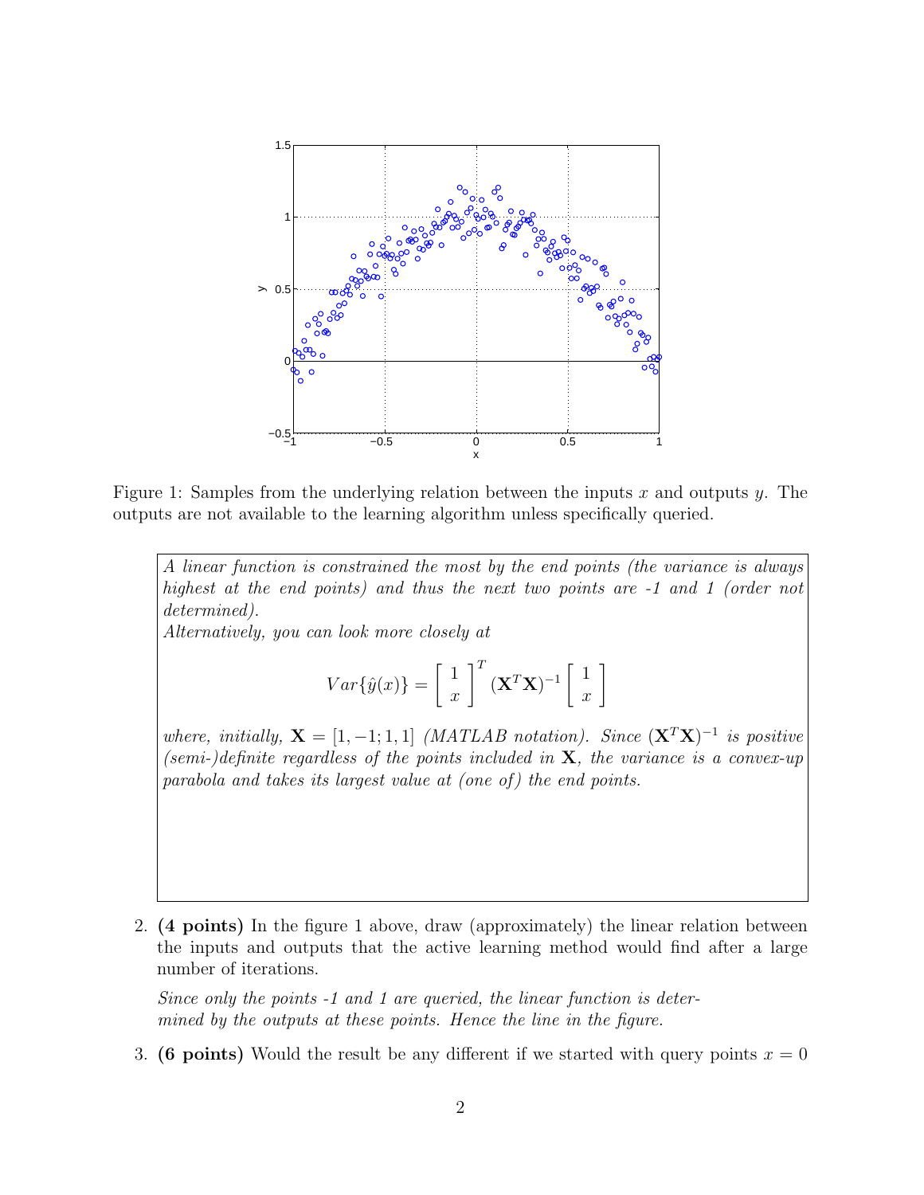Figure 1: Samples from the underlying relation between the inputs $x$ and outputs $y$. The outputs are not available to the learning algorithm unless specifically queried.

> *A linear function is constrained the most by the end points (the variance is always highest at the end points) and thus the next two points are -1 and 1 (order not determined).*
>
> *Alternatively, you can look more closely at*
>
> $$Var\{\hat{y}(x)\} = \begin{bmatrix} 1 \\ x \end{bmatrix}^T (\mathbf{X}^T\mathbf{X})^{-1} \begin{bmatrix} 1 \\ x \end{bmatrix}$$
>
> *where, initially, $\mathbf{X} = [1, -1; 1, 1]$ (MATLAB notation). Since $(\mathbf{X}^T\mathbf{X})^{-1}$ is positive (semi-)definite regardless of the points included in $\mathbf{X}$, the variance is a convex-up parabola and takes its largest value at (one of) the end points.*

2. **(4 points)** In the figure 1 above, draw (approximately) the linear relation between the inputs and outputs that the active learning method would find after a large number of iterations.

   *Since only the points -1 and 1 are queried, the linear function is determined by the outputs at these points. Hence the line in the figure.*

3. **(6 points)** Would the result be any different if we started with query points $x = 0$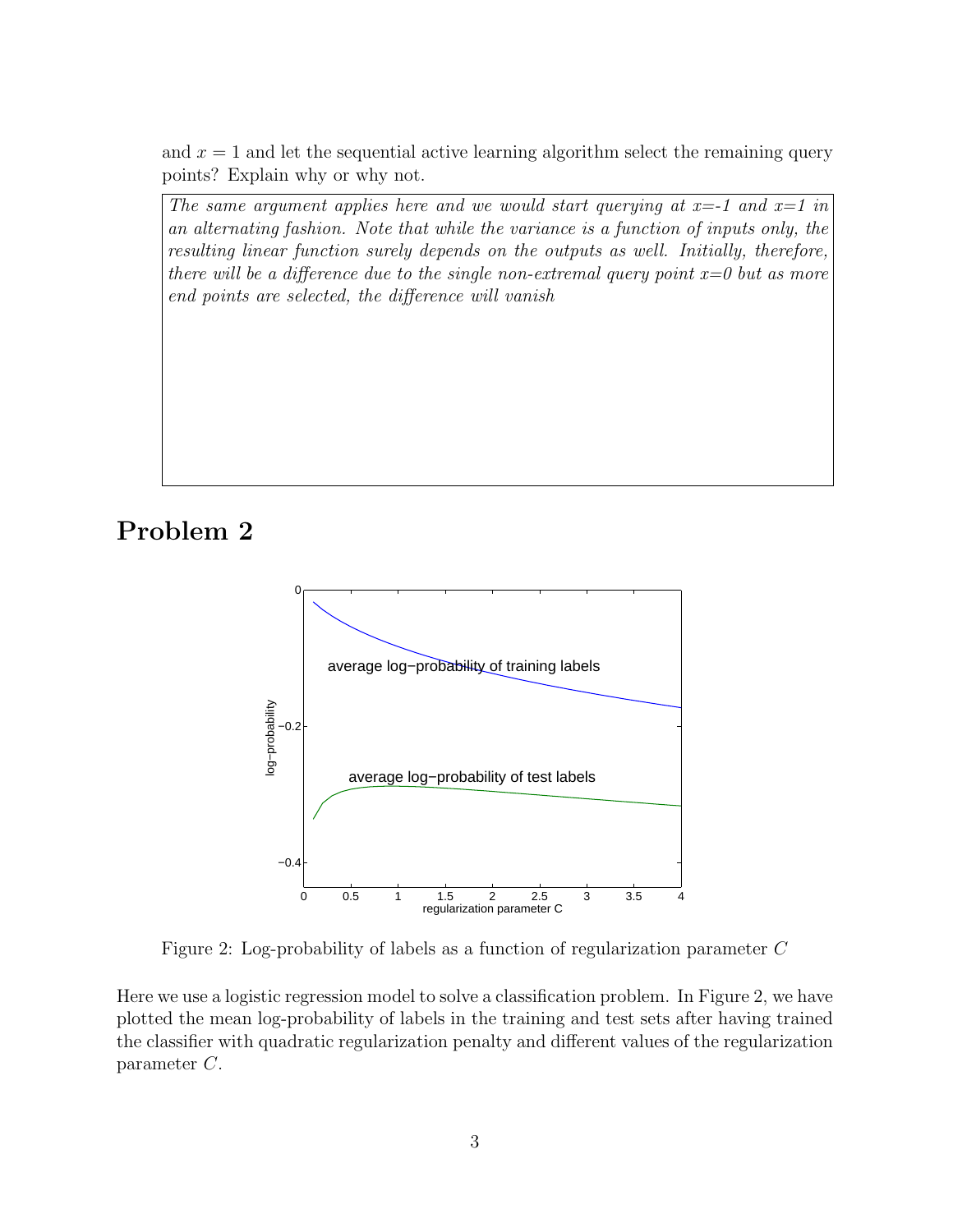and $x = 1$ and let the sequential active learning algorithm select the remaining query points? Explain why or why not.

> *The same argument applies here and we would start querying at x=-1 and x=1 in an alternating fashion. Note that while the variance is a function of inputs only, the resulting linear function surely depends on the outputs as well. Initially, therefore, there will be a difference due to the single non-extremal query point x=0 but as more end points are selected, the difference will vanish*

## Problem 2

Figure 2: Log-probability of labels as a function of regularization parameter $C$

Here we use a logistic regression model to solve a classification problem. In Figure 2, we have plotted the mean log-probability of labels in the training and test sets after having trained the classifier with quadratic regularization penalty and different values of the regularization parameter $C$.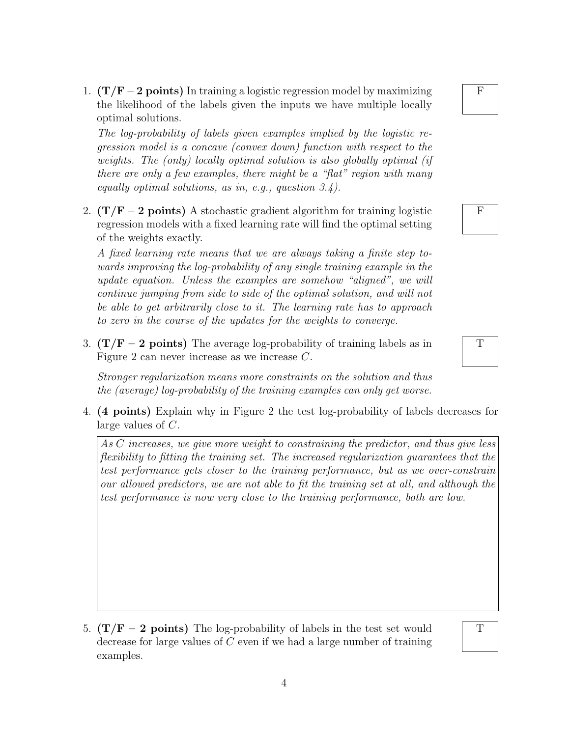1. **(T/F – 2 points)** In training a logistic regression model by maximizing the likelihood of the labels given the inputs we have multiple locally optimal solutions.

   **F**

   *The log-probability of labels given examples implied by the logistic regression model is a concave (convex down) function with respect to the weights. The (only) locally optimal solution is also globally optimal (if there are only a few examples, there might be a "flat" region with many equally optimal solutions, as in, e.g., question 3.4).*

2. **(T/F – 2 points)** A stochastic gradient algorithm for training logistic regression models with a fixed learning rate will find the optimal setting of the weights exactly.

   **F**

   *A fixed learning rate means that we are always taking a finite step towards improving the log-probability of any single training example in the update equation. Unless the examples are somehow "aligned", we will continue jumping from side to side of the optimal solution, and will not be able to get arbitrarily close to it. The learning rate has to approach to zero in the course of the updates for the weights to converge.*

3. **(T/F – 2 points)** The average log-probability of training labels as in Figure 2 can never increase as we increase $C$.

   **T**

   *Stronger regularization means more constraints on the solution and thus the (average) log-probability of the training examples can only get worse.*

4. **(4 points)** Explain why in Figure 2 the test log-probability of labels decreases for large values of $C$.

   *As $C$ increases, we give more weight to constraining the predictor, and thus give less flexibility to fitting the training set. The increased regularization guarantees that the test performance gets closer to the training performance, but as we over-constrain our allowed predictors, we are not able to fit the training set at all, and although the test performance is now very close to the training performance, both are low.*

5. **(T/F – 2 points)** The log-probability of labels in the test set would decrease for large values of $C$ even if we had a large number of training examples.

   **T**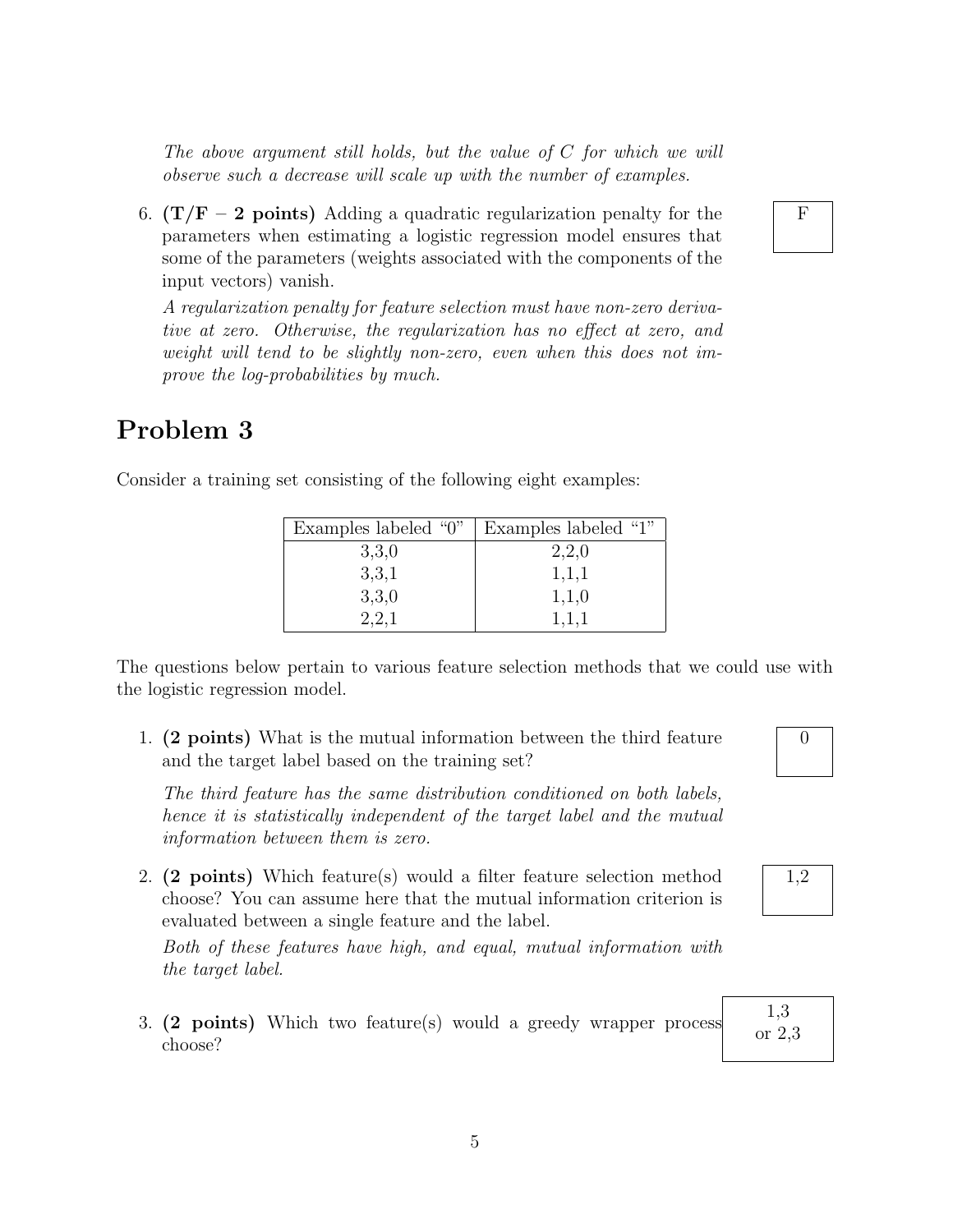*The above argument still holds, but the value of $C$ for which we will observe such a decrease will scale up with the number of examples.*

6. **(T/F – 2 points)** Adding a quadratic regularization penalty for the parameters when estimating a logistic regression model ensures that some of the parameters (weights associated with the components of the input vectors) vanish.

   F

   *A regularization penalty for feature selection must have non-zero derivative at zero. Otherwise, the regularization has no effect at zero, and weight will tend to be slightly non-zero, even when this does not improve the log-probabilities by much.*

# Problem 3

Consider a training set consisting of the following eight examples:

| Examples labeled "0" | Examples labeled "1" |
|---|---|
| 3,3,0 | 2,2,0 |
| 3,3,1 | 1,1,1 |
| 3,3,0 | 1,1,0 |
| 2,2,1 | 1,1,1 |

The questions below pertain to various feature selection methods that we could use with the logistic regression model.

1. **(2 points)** What is the mutual information between the third feature and the target label based on the training set?

   0

   *The third feature has the same distribution conditioned on both labels, hence it is statistically independent of the target label and the mutual information between them is zero.*

2. **(2 points)** Which feature(s) would a filter feature selection method choose? You can assume here that the mutual information criterion is evaluated between a single feature and the label.

   1,2

   *Both of these features have high, and equal, mutual information with the target label.*

3. **(2 points)** Which two feature(s) would a greedy wrapper process choose?

   1,3 or 2,3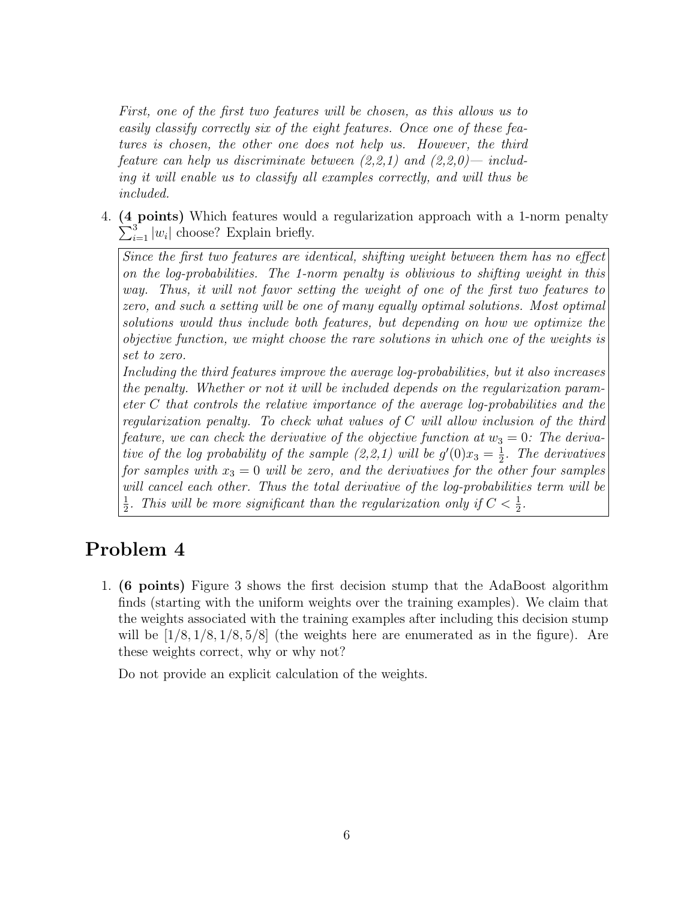*First, one of the first two features will be chosen, as this allows us to easily classify correctly six of the eight features. Once one of these features is chosen, the other one does not help us. However, the third feature can help us discriminate between (2,2,1) and (2,2,0)— including it will enable us to classify all examples correctly, and will thus be included.*

4. **(4 points)** Which features would a regularization approach with a 1-norm penalty $\sum_{i=1}^{3} |w_i|$ choose? Explain briefly.

*Since the first two features are identical, shifting weight between them has no effect on the log-probabilities. The 1-norm penalty is oblivious to shifting weight in this way. Thus, it will not favor setting the weight of one of the first two features to zero, and such a setting will be one of many equally optimal solutions. Most optimal solutions would thus include both features, but depending on how we optimize the objective function, we might choose the rare solutions in which one of the weights is set to zero.*

*Including the third features improve the average log-probabilities, but it also increases the penalty. Whether or not it will be included depends on the regularization parameter $C$ that controls the relative importance of the average log-probabilities and the regularization penalty. To check what values of $C$ will allow inclusion of the third feature, we can check the derivative of the objective function at $w_3 = 0$: The derivative of the log probability of the sample (2,2,1) will be $g'(0)x_3 = \frac{1}{2}$. The derivatives for samples with $x_3 = 0$ will be zero, and the derivatives for the other four samples will cancel each other. Thus the total derivative of the log-probabilities term will be $\frac{1}{2}$. This will be more significant than the regularization only if $C < \frac{1}{2}$.*

# Problem 4

1. **(6 points)** Figure 3 shows the first decision stump that the AdaBoost algorithm finds (starting with the uniform weights over the training examples). We claim that the weights associated with the training examples after including this decision stump will be $[1/8, 1/8, 1/8, 5/8]$ (the weights here are enumerated as in the figure). Are these weights correct, why or why not?

   Do not provide an explicit calculation of the weights.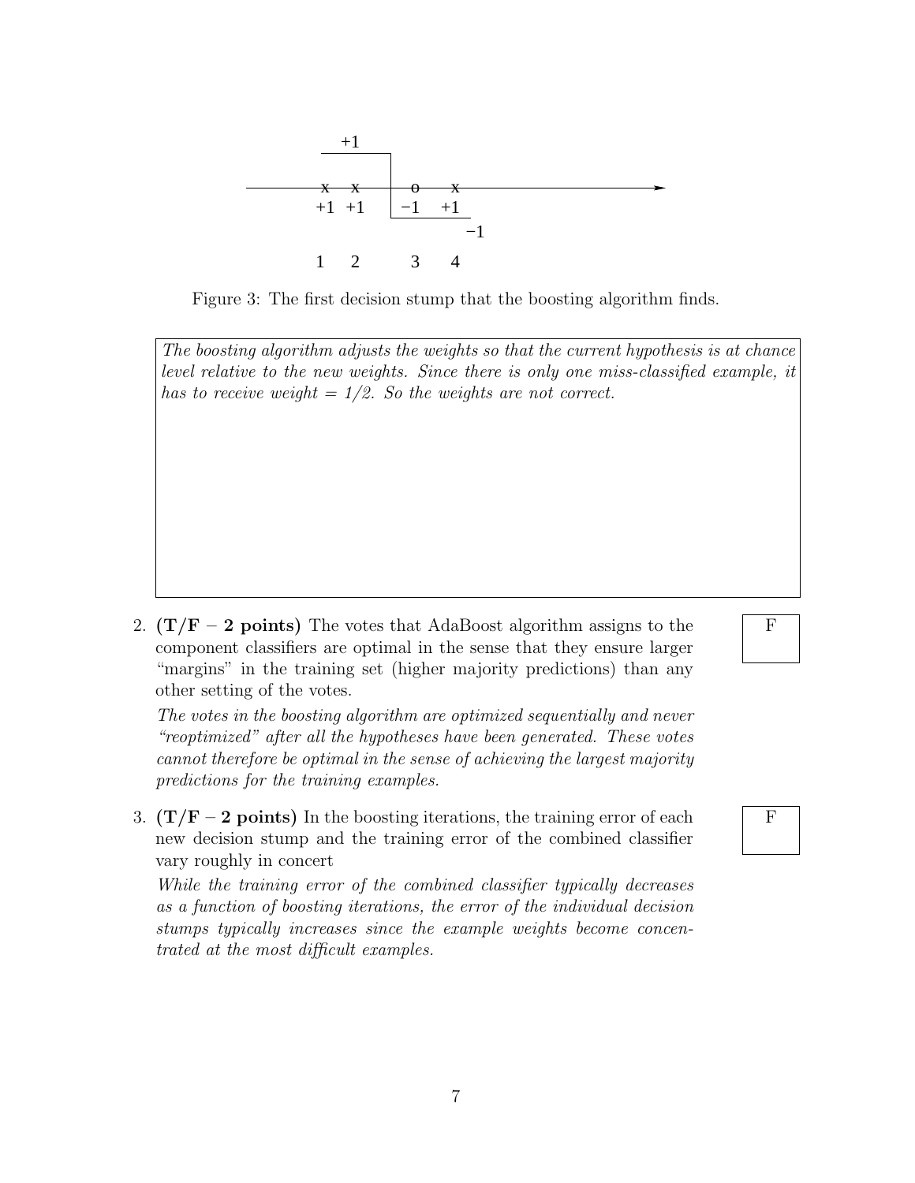Figure 3: The first decision stump that the boosting algorithm finds.

> *The boosting algorithm adjusts the weights so that the current hypothesis is at chance level relative to the new weights. Since there is only one miss-classified example, it has to receive weight = 1/2. So the weights are not correct.*

2. **(T/F – 2 points)** The votes that AdaBoost algorithm assigns to the component classifiers are optimal in the sense that they ensure larger "margins" in the training set (higher majority predictions) than any other setting of the votes.

   **F**

   *The votes in the boosting algorithm are optimized sequentially and never "reoptimized" after all the hypotheses have been generated. These votes cannot therefore be optimal in the sense of achieving the largest majority predictions for the training examples.*

3. **(T/F – 2 points)** In the boosting iterations, the training error of each new decision stump and the training error of the combined classifier vary roughly in concert

   **F**

   *While the training error of the combined classifier typically decreases as a function of boosting iterations, the error of the individual decision stumps typically increases since the example weights become concentrated at the most difficult examples.*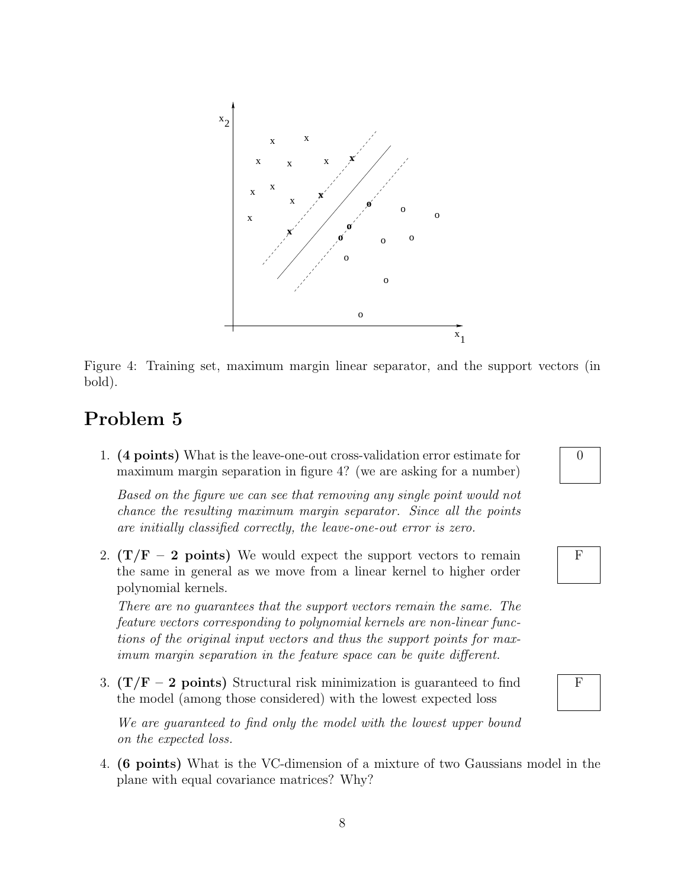Figure 4: Training set, maximum margin linear separator, and the support vectors (in bold).

# Problem 5

1. **(4 points)** What is the leave-one-out cross-validation error estimate for maximum margin separation in figure 4? (we are asking for a number)

   **0**

   *Based on the figure we can see that removing any single point would not chance the resulting maximum margin separator. Since all the points are initially classified correctly, the leave-one-out error is zero.*

2. **(T/F – 2 points)** We would expect the support vectors to remain the same in general as we move from a linear kernel to higher order polynomial kernels.

   **F**

   *There are no guarantees that the support vectors remain the same. The feature vectors corresponding to polynomial kernels are non-linear functions of the original input vectors and thus the support points for maximum margin separation in the feature space can be quite different.*

3. **(T/F – 2 points)** Structural risk minimization is guaranteed to find the model (among those considered) with the lowest expected loss

   **F**

   *We are guaranteed to find only the model with the lowest upper bound on the expected loss.*

4. **(6 points)** What is the VC-dimension of a mixture of two Gaussians model in the plane with equal covariance matrices? Why?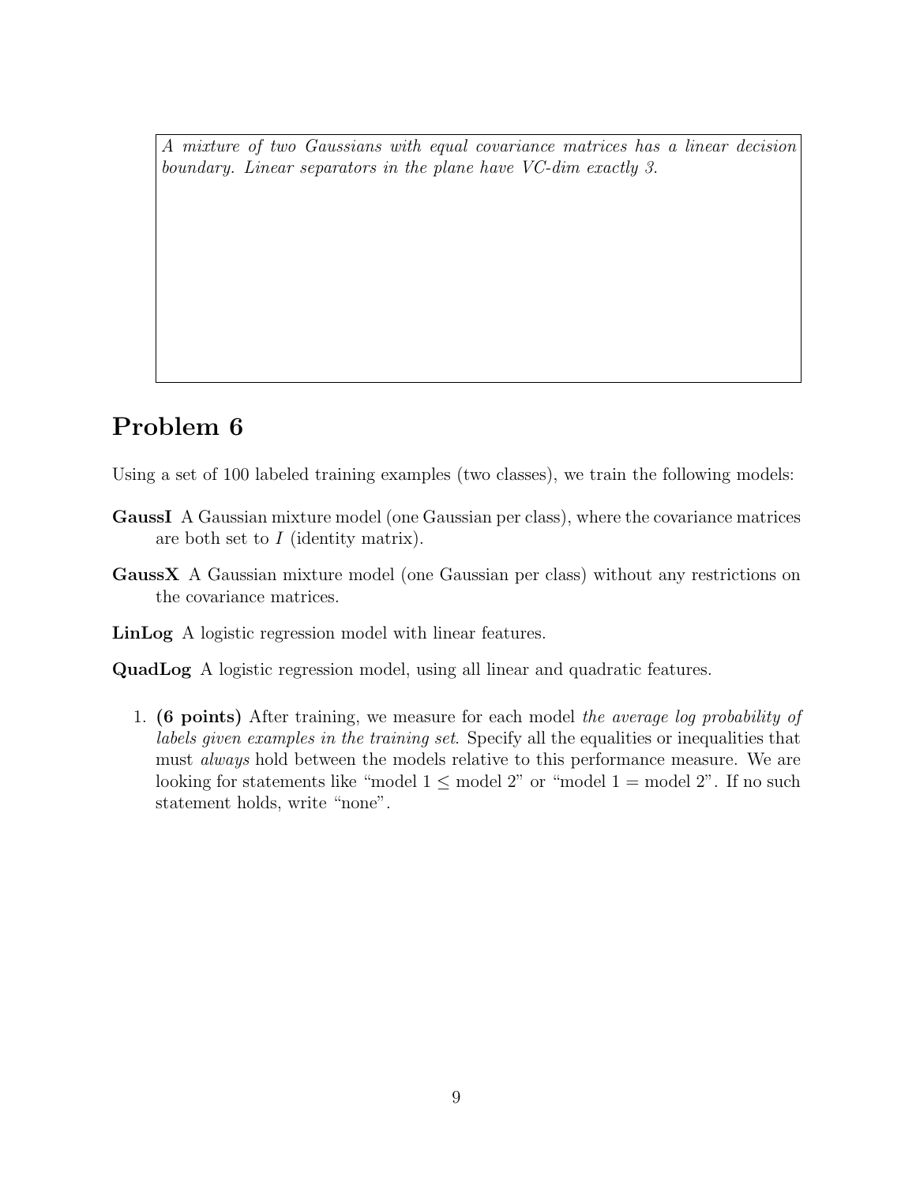*A mixture of two Gaussians with equal covariance matrices has a linear decision boundary. Linear separators in the plane have VC-dim exactly 3.*

## Problem 6

Using a set of 100 labeled training examples (two classes), we train the following models:

**GaussI** A Gaussian mixture model (one Gaussian per class), where the covariance matrices are both set to $I$ (identity matrix).

**GaussX** A Gaussian mixture model (one Gaussian per class) without any restrictions on the covariance matrices.

**LinLog** A logistic regression model with linear features.

**QuadLog** A logistic regression model, using all linear and quadratic features.

1. **(6 points)** After training, we measure for each model *the average log probability of labels given examples in the training set*. Specify all the equalities or inequalities that must *always* hold between the models relative to this performance measure. We are looking for statements like "model 1 $\leq$ model 2" or "model 1 = model 2". If no such statement holds, write "none".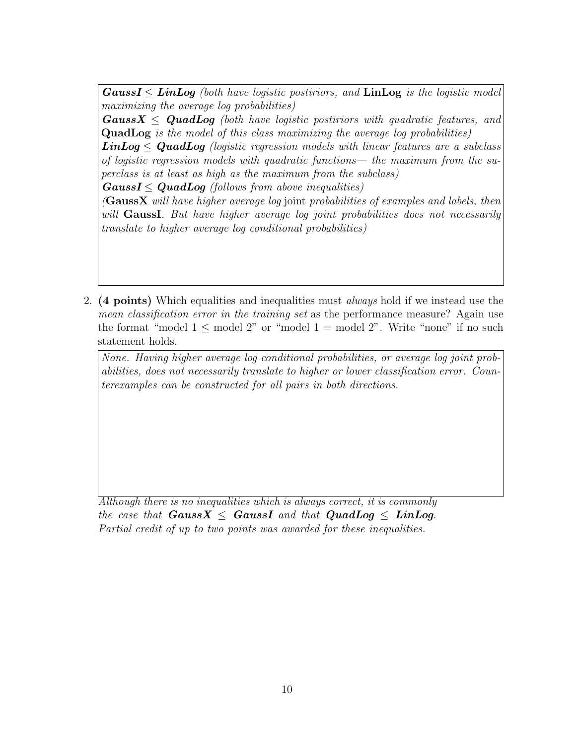***GaussI* $\leq$ *LinLog*** *(both have logistic postiriors, and* **LinLog** *is the logistic model maximizing the average log probabilities)*

***GaussX* $\leq$ *QuadLog*** *(both have logistic postiriors with quadratic features, and* **QuadLog** *is the model of this class maximizing the average log probabilities)*

***LinLog* $\leq$ *QuadLog*** *(logistic regression models with linear features are a subclass of logistic regression models with quadratic functions— the maximum from the superclass is at least as high as the maximum from the subclass)*

***GaussI* $\leq$ *QuadLog*** *(follows from above inequalities)*

*(***GaussX** *will have higher average log* joint *probabilities of examples and labels, then will* **GaussI***. But have higher average log joint probabilities does not necessarily translate to higher average log conditional probabilities)*

2. **(4 points)** Which equalities and inequalities must *always* hold if we instead use the *mean classification error in the training set* as the performance measure? Again use the format "model 1 $\leq$ model 2" or "model 1 = model 2". Write "none" if no such statement holds.

*None. Having higher average log conditional probabilities, or average log joint probabilities, does not necessarily translate to higher or lower classification error. Counterexamples can be constructed for all pairs in both directions.*

*Although there is no inequalities which is always correct, it is commonly the case that* ***GaussX* $\leq$ *GaussI*** *and that* ***QuadLog* $\leq$ *LinLog****. Partial credit of up to two points was awarded for these inequalities.*